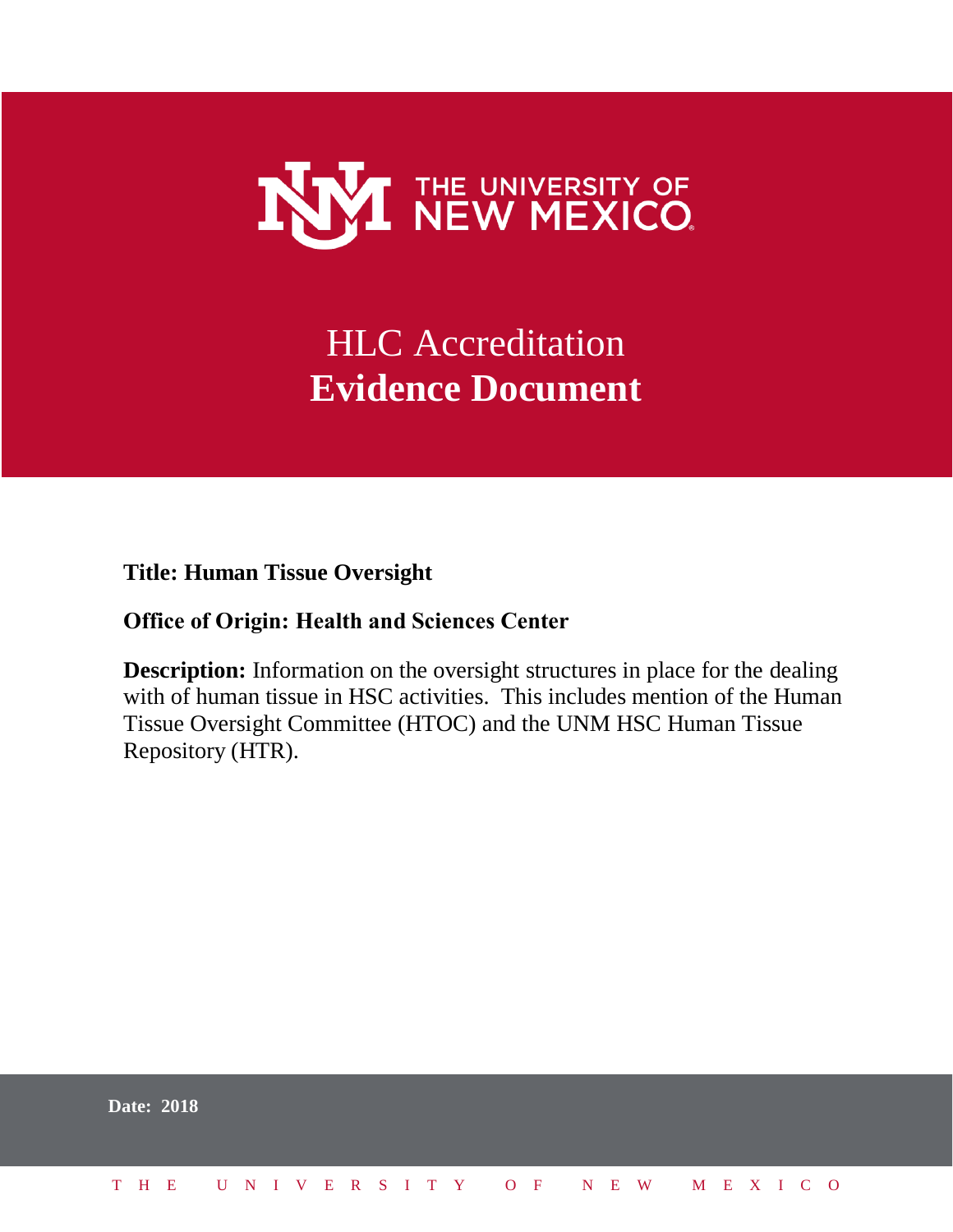THE UNIVERSITY OF NEW MEXICO

# HLC Accreditation
# **Evidence Document**

**Title: Human Tissue Oversight**

**Office of Origin: Health and Sciences Center**

**Description:** Information on the oversight structures in place for the dealing with of human tissue in HSC activities. This includes mention of the Human Tissue Oversight Committee (HTOC) and the UNM HSC Human Tissue Repository (HTR).

**Date: 2018**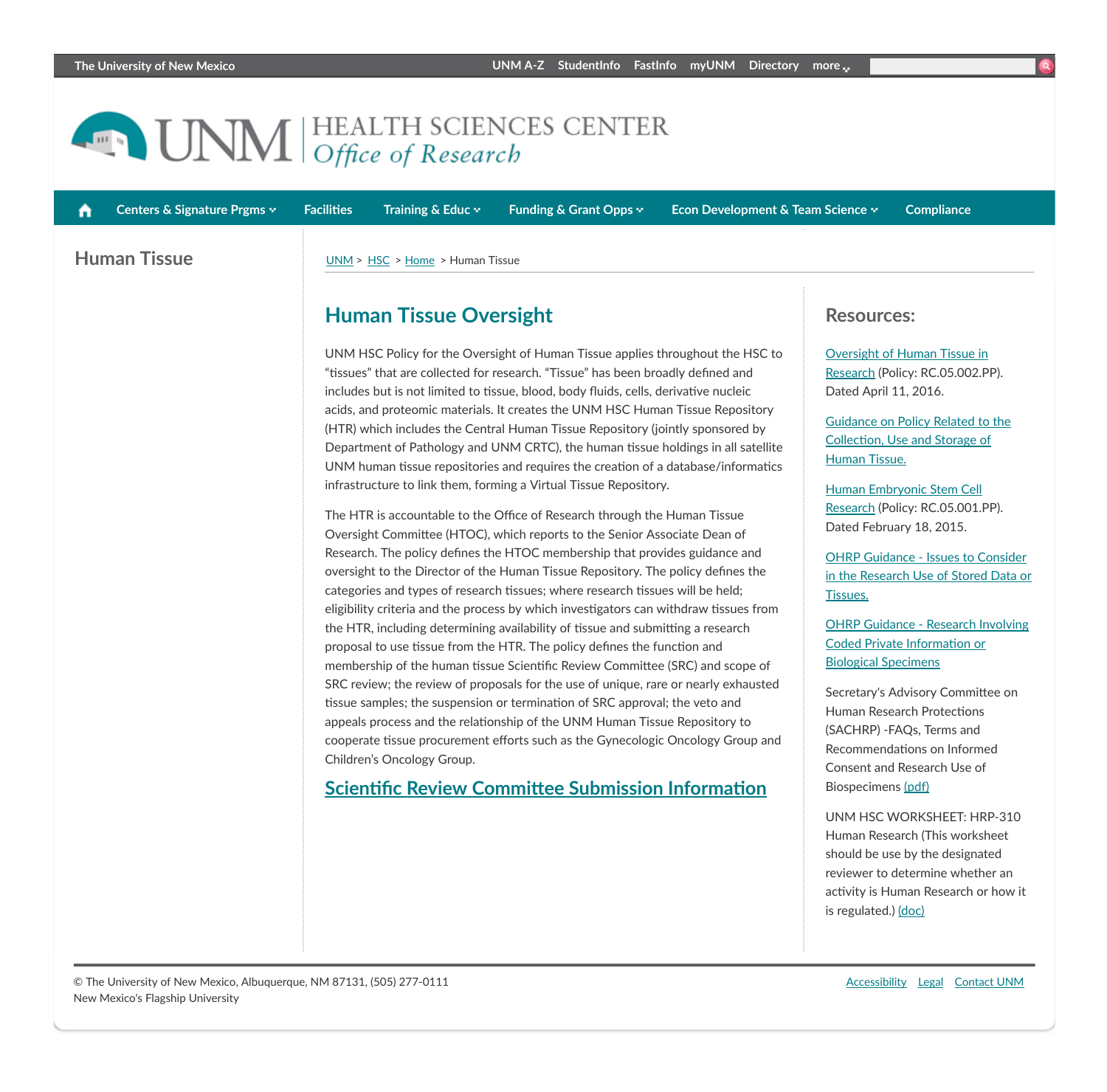The University of New Mexico | UNM A-Z | StudentInfo | FastInfo | myUNM | Directory | more

UNM HEALTH SCIENCES CENTER *Office of Research*

Centers & Signature Prgms | Facilities | Training & Educ | Funding & Grant Opps | Econ Development & Team Science | Compliance

## Human Tissue

UNM > HSC > Home > Human Tissue

# Human Tissue Oversight

UNM HSC Policy for the Oversight of Human Tissue applies throughout the HSC to "tissues" that are collected for research. "Tissue" has been broadly defined and includes but is not limited to tissue, blood, body fluids, cells, derivative nucleic acids, and proteomic materials. It creates the UNM HSC Human Tissue Repository (HTR) which includes the Central Human Tissue Repository (jointly sponsored by Department of Pathology and UNM CRTC), the human tissue holdings in all satellite UNM human tissue repositories and requires the creation of a database/informatics infrastructure to link them, forming a Virtual Tissue Repository.

The HTR is accountable to the Office of Research through the Human Tissue Oversight Committee (HTOC), which reports to the Senior Associate Dean of Research. The policy defines the HTOC membership that provides guidance and oversight to the Director of the Human Tissue Repository. The policy defines the categories and types of research tissues; where research tissues will be held; eligibility criteria and the process by which investigators can withdraw tissues from the HTR, including determining availability of tissue and submitting a research proposal to use tissue from the HTR. The policy defines the function and membership of the human tissue Scientific Review Committee (SRC) and scope of SRC review; the review of proposals for the use of unique, rare or nearly exhausted tissue samples; the suspension or termination of SRC approval; the veto and appeals process and the relationship of the UNM Human Tissue Repository to cooperate tissue procurement efforts such as the Gynecologic Oncology Group and Children's Oncology Group.

## Scientific Review Committee Submission Information

## Resources:

Oversight of Human Tissue in Research (Policy: RC.05.002.PP). Dated April 11, 2016.

Guidance on Policy Related to the Collection, Use and Storage of Human Tissue.

Human Embryonic Stem Cell Research (Policy: RC.05.001.PP). Dated February 18, 2015.

OHRP Guidance - Issues to Consider in the Research Use of Stored Data or Tissues.

OHRP Guidance - Research Involving Coded Private Information or Biological Specimens

Secretary's Advisory Committee on Human Research Protections (SACHRP) -FAQs, Terms and Recommendations on Informed Consent and Research Use of Biospecimens (pdf)

UNM HSC WORKSHEET: HRP-310 Human Research (This worksheet should be use by the designated reviewer to determine whether an activity is Human Research or how it is regulated.) (doc)

© The University of New Mexico, Albuquerque, NM 87131, (505) 277-0111
New Mexico's Flagship University

Accessibility | Legal | Contact UNM